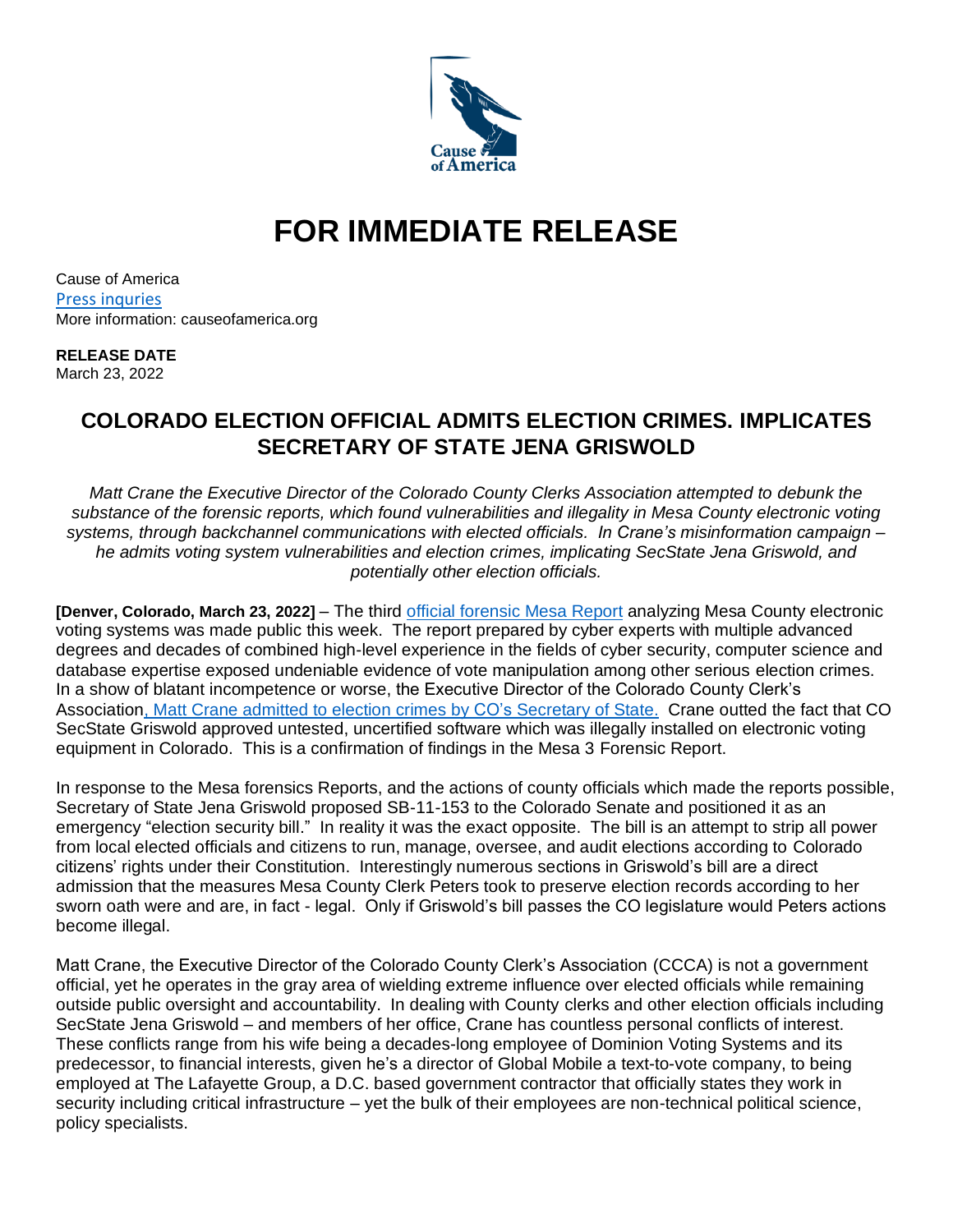Cause of America

# FOR IMMEDIATE RELEASE

Cause of America
Press inquries
More information: causeofamerica.org

**RELEASE DATE**
March 23, 2022

## COLORADO ELECTION OFFICIAL ADMITS ELECTION CRIMES. IMPLICATES SECRETARY OF STATE JENA GRISWOLD

*Matt Crane the Executive Director of the Colorado County Clerks Association attempted to debunk the substance of the forensic reports, which found vulnerabilities and illegality in Mesa County electronic voting systems, through backchannel communications with elected officials. In Crane's misinformation campaign – he admits voting system vulnerabilities and election crimes, implicating SecState Jena Griswold, and potentially other election officials.*

**[Denver, Colorado, March 23, 2022]** – The third official forensic Mesa Report analyzing Mesa County electronic voting systems was made public this week. The report prepared by cyber experts with multiple advanced degrees and decades of combined high-level experience in the fields of cyber security, computer science and database expertise exposed undeniable evidence of vote manipulation among other serious election crimes. In a show of blatant incompetence or worse, the Executive Director of the Colorado County Clerk's Association, Matt Crane admitted to election crimes by CO's Secretary of State. Crane outted the fact that CO SecState Griswold approved untested, uncertified software which was illegally installed on electronic voting equipment in Colorado. This is a confirmation of findings in the Mesa 3 Forensic Report.

In response to the Mesa forensics Reports, and the actions of county officials which made the reports possible, Secretary of State Jena Griswold proposed SB-11-153 to the Colorado Senate and positioned it as an emergency "election security bill." In reality it was the exact opposite. The bill is an attempt to strip all power from local elected officials and citizens to run, manage, oversee, and audit elections according to Colorado citizens' rights under their Constitution. Interestingly numerous sections in Griswold's bill are a direct admission that the measures Mesa County Clerk Peters took to preserve election records according to her sworn oath were and are, in fact - legal. Only if Griswold's bill passes the CO legislature would Peters actions become illegal.

Matt Crane, the Executive Director of the Colorado County Clerk's Association (CCCA) is not a government official, yet he operates in the gray area of wielding extreme influence over elected officials while remaining outside public oversight and accountability. In dealing with County clerks and other election officials including SecState Jena Griswold – and members of her office, Crane has countless personal conflicts of interest. These conflicts range from his wife being a decades-long employee of Dominion Voting Systems and its predecessor, to financial interests, given he's a director of Global Mobile a text-to-vote company, to being employed at The Lafayette Group, a D.C. based government contractor that officially states they work in security including critical infrastructure – yet the bulk of their employees are non-technical political science, policy specialists.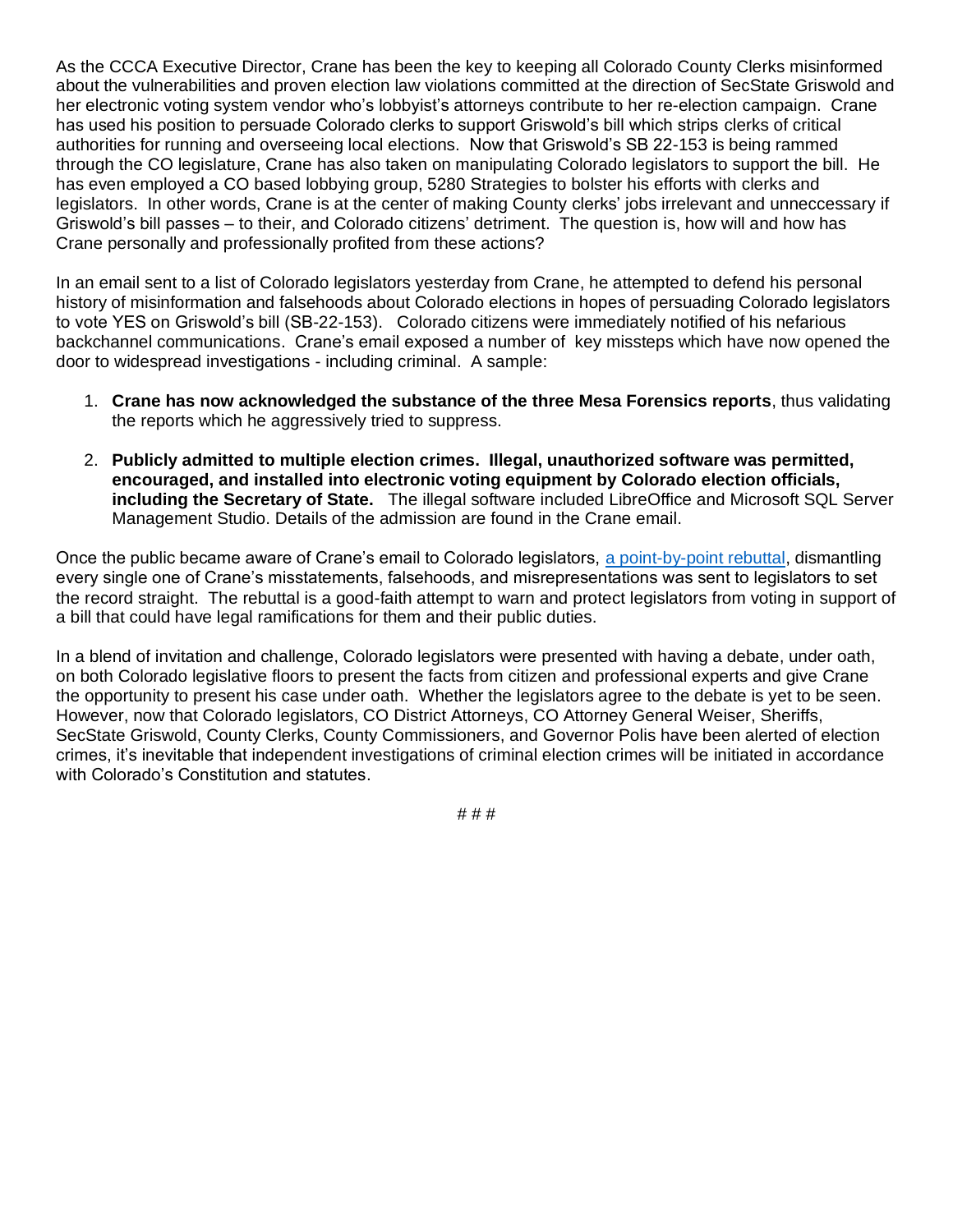As the CCCA Executive Director, Crane has been the key to keeping all Colorado County Clerks misinformed about the vulnerabilities and proven election law violations committed at the direction of SecState Griswold and her electronic voting system vendor who's lobbyist's attorneys contribute to her re-election campaign. Crane has used his position to persuade Colorado clerks to support Griswold's bill which strips clerks of critical authorities for running and overseeing local elections. Now that Griswold's SB 22-153 is being rammed through the CO legislature, Crane has also taken on manipulating Colorado legislators to support the bill. He has even employed a CO based lobbying group, 5280 Strategies to bolster his efforts with clerks and legislators. In other words, Crane is at the center of making County clerks' jobs irrelevant and unneccessary if Griswold's bill passes – to their, and Colorado citizens' detriment. The question is, how will and how has Crane personally and professionally profited from these actions?

In an email sent to a list of Colorado legislators yesterday from Crane, he attempted to defend his personal history of misinformation and falsehoods about Colorado elections in hopes of persuading Colorado legislators to vote YES on Griswold's bill (SB-22-153). Colorado citizens were immediately notified of his nefarious backchannel communications. Crane's email exposed a number of key missteps which have now opened the door to widespread investigations - including criminal. A sample:

1. **Crane has now acknowledged the substance of the three Mesa Forensics reports**, thus validating the reports which he aggressively tried to suppress.
2. **Publicly admitted to multiple election crimes. Illegal, unauthorized software was permitted, encouraged, and installed into electronic voting equipment by Colorado election officials, including the Secretary of State.** The illegal software included LibreOffice and Microsoft SQL Server Management Studio. Details of the admission are found in the Crane email.

Once the public became aware of Crane's email to Colorado legislators, a point-by-point rebuttal, dismantling every single one of Crane's misstatements, falsehoods, and misrepresentations was sent to legislators to set the record straight. The rebuttal is a good-faith attempt to warn and protect legislators from voting in support of a bill that could have legal ramifications for them and their public duties.

In a blend of invitation and challenge, Colorado legislators were presented with having a debate, under oath, on both Colorado legislative floors to present the facts from citizen and professional experts and give Crane the opportunity to present his case under oath. Whether the legislators agree to the debate is yet to be seen. However, now that Colorado legislators, CO District Attorneys, CO Attorney General Weiser, Sheriffs, SecState Griswold, County Clerks, County Commissioners, and Governor Polis have been alerted of election crimes, it's inevitable that independent investigations of criminal election crimes will be initiated in accordance with Colorado's Constitution and statutes.

# # #